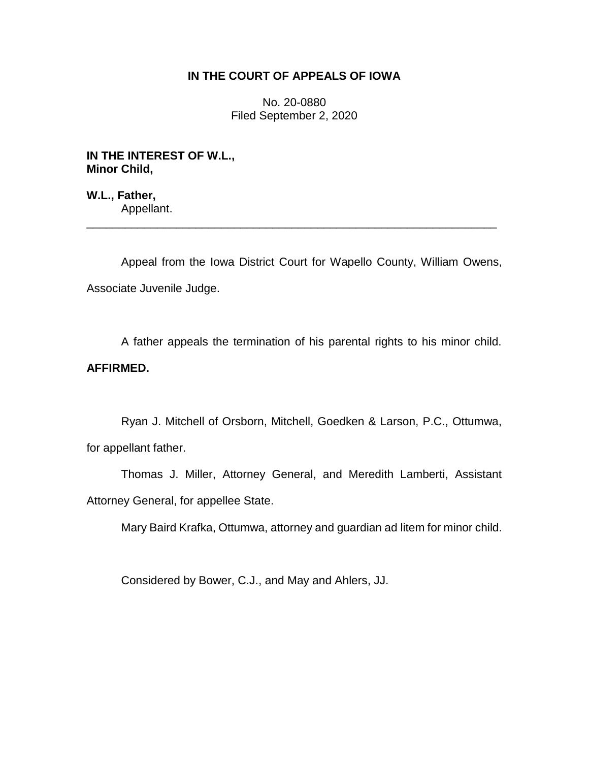**IN THE COURT OF APPEALS OF IOWA**

No. 20-0880
Filed September 2, 2020

**IN THE INTEREST OF W.L.,**
**Minor Child,**

**W.L., Father,**
Appellant.

---

Appeal from the Iowa District Court for Wapello County, William Owens, Associate Juvenile Judge.

A father appeals the termination of his parental rights to his minor child. **AFFIRMED.**

Ryan J. Mitchell of Orsborn, Mitchell, Goedken & Larson, P.C., Ottumwa, for appellant father.

Thomas J. Miller, Attorney General, and Meredith Lamberti, Assistant Attorney General, for appellee State.

Mary Baird Krafka, Ottumwa, attorney and guardian ad litem for minor child.

Considered by Bower, C.J., and May and Ahlers, JJ.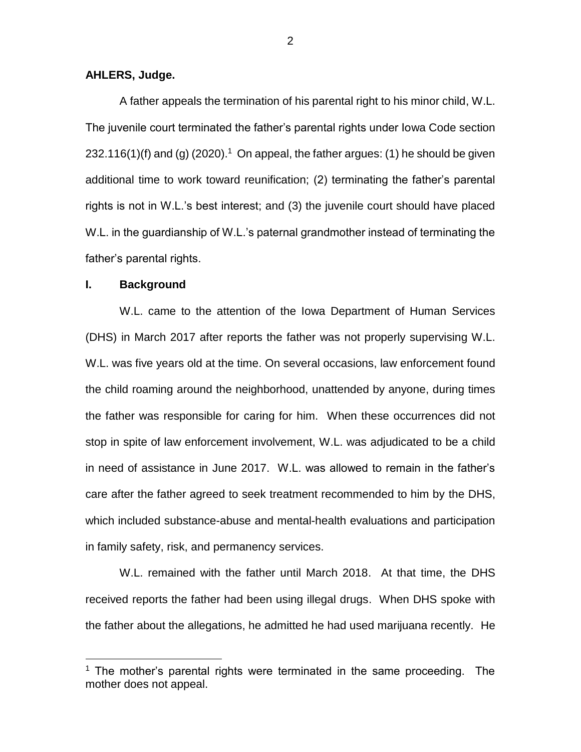**AHLERS, Judge.**

A father appeals the termination of his parental right to his minor child, W.L. The juvenile court terminated the father's parental rights under Iowa Code section 232.116(1)(f) and (g) (2020).[1] On appeal, the father argues: (1) he should be given additional time to work toward reunification; (2) terminating the father's parental rights is not in W.L.'s best interest; and (3) the juvenile court should have placed W.L. in the guardianship of W.L.'s paternal grandmother instead of terminating the father's parental rights.

## I. Background

W.L. came to the attention of the Iowa Department of Human Services (DHS) in March 2017 after reports the father was not properly supervising W.L. W.L. was five years old at the time. On several occasions, law enforcement found the child roaming around the neighborhood, unattended by anyone, during times the father was responsible for caring for him. When these occurrences did not stop in spite of law enforcement involvement, W.L. was adjudicated to be a child in need of assistance in June 2017. W.L. was allowed to remain in the father's care after the father agreed to seek treatment recommended to him by the DHS, which included substance-abuse and mental-health evaluations and participation in family safety, risk, and permanency services.

W.L. remained with the father until March 2018. At that time, the DHS received reports the father had been using illegal drugs. When DHS spoke with the father about the allegations, he admitted he had used marijuana recently. He

[1] The mother's parental rights were terminated in the same proceeding. The mother does not appeal.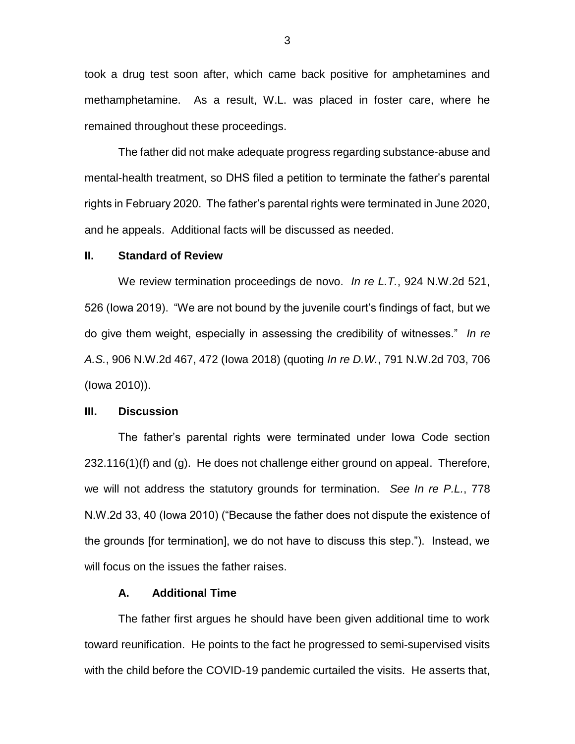took a drug test soon after, which came back positive for amphetamines and methamphetamine. As a result, W.L. was placed in foster care, where he remained throughout these proceedings.

The father did not make adequate progress regarding substance-abuse and mental-health treatment, so DHS filed a petition to terminate the father's parental rights in February 2020. The father's parental rights were terminated in June 2020, and he appeals. Additional facts will be discussed as needed.

## II. Standard of Review

We review termination proceedings de novo. *In re L.T.*, 924 N.W.2d 521, 526 (Iowa 2019). "We are not bound by the juvenile court's findings of fact, but we do give them weight, especially in assessing the credibility of witnesses." *In re A.S.*, 906 N.W.2d 467, 472 (Iowa 2018) (quoting *In re D.W.*, 791 N.W.2d 703, 706 (Iowa 2010)).

## III. Discussion

The father's parental rights were terminated under Iowa Code section 232.116(1)(f) and (g). He does not challenge either ground on appeal. Therefore, we will not address the statutory grounds for termination. *See In re P.L.*, 778 N.W.2d 33, 40 (Iowa 2010) ("Because the father does not dispute the existence of the grounds [for termination], we do not have to discuss this step."). Instead, we will focus on the issues the father raises.

### A. Additional Time

The father first argues he should have been given additional time to work toward reunification. He points to the fact he progressed to semi-supervised visits with the child before the COVID-19 pandemic curtailed the visits. He asserts that,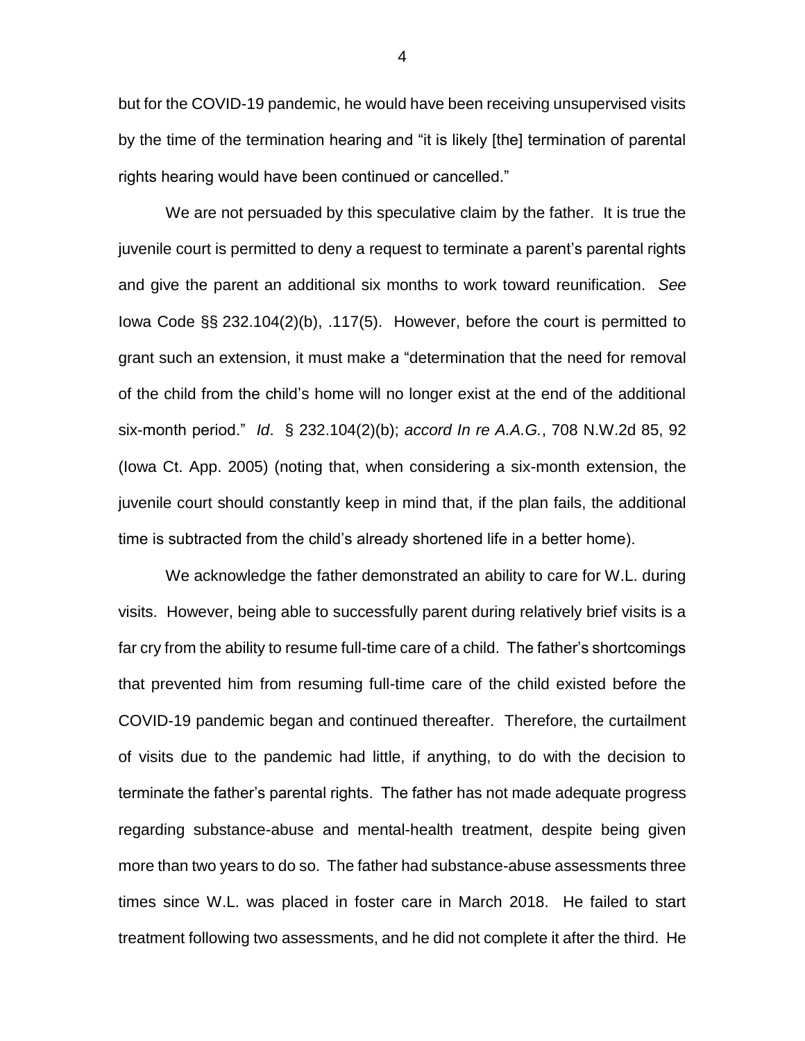but for the COVID-19 pandemic, he would have been receiving unsupervised visits by the time of the termination hearing and "it is likely [the] termination of parental rights hearing would have been continued or cancelled."

We are not persuaded by this speculative claim by the father. It is true the juvenile court is permitted to deny a request to terminate a parent's parental rights and give the parent an additional six months to work toward reunification. *See* Iowa Code §§ 232.104(2)(b), .117(5). However, before the court is permitted to grant such an extension, it must make a "determination that the need for removal of the child from the child's home will no longer exist at the end of the additional six-month period." *Id*. § 232.104(2)(b); *accord In re A.A.G.*, 708 N.W.2d 85, 92 (Iowa Ct. App. 2005) (noting that, when considering a six-month extension, the juvenile court should constantly keep in mind that, if the plan fails, the additional time is subtracted from the child's already shortened life in a better home).

We acknowledge the father demonstrated an ability to care for W.L. during visits. However, being able to successfully parent during relatively brief visits is a far cry from the ability to resume full-time care of a child. The father's shortcomings that prevented him from resuming full-time care of the child existed before the COVID-19 pandemic began and continued thereafter. Therefore, the curtailment of visits due to the pandemic had little, if anything, to do with the decision to terminate the father's parental rights. The father has not made adequate progress regarding substance-abuse and mental-health treatment, despite being given more than two years to do so. The father had substance-abuse assessments three times since W.L. was placed in foster care in March 2018. He failed to start treatment following two assessments, and he did not complete it after the third. He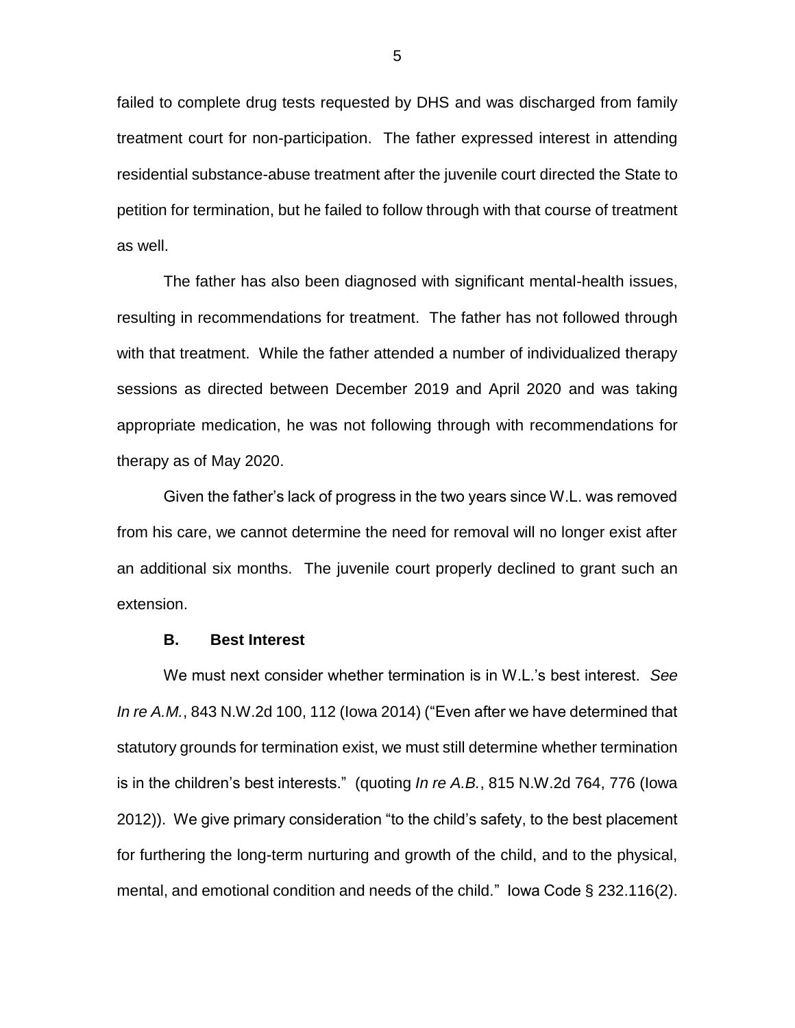failed to complete drug tests requested by DHS and was discharged from family treatment court for non-participation. The father expressed interest in attending residential substance-abuse treatment after the juvenile court directed the State to petition for termination, but he failed to follow through with that course of treatment as well.

The father has also been diagnosed with significant mental-health issues, resulting in recommendations for treatment. The father has not followed through with that treatment. While the father attended a number of individualized therapy sessions as directed between December 2019 and April 2020 and was taking appropriate medication, he was not following through with recommendations for therapy as of May 2020.

Given the father's lack of progress in the two years since W.L. was removed from his care, we cannot determine the need for removal will no longer exist after an additional six months. The juvenile court properly declined to grant such an extension.

### B. Best Interest

We must next consider whether termination is in W.L.'s best interest. *See In re A.M.*, 843 N.W.2d 100, 112 (Iowa 2014) ("Even after we have determined that statutory grounds for termination exist, we must still determine whether termination is in the children's best interests." (quoting *In re A.B.*, 815 N.W.2d 764, 776 (Iowa 2012)). We give primary consideration "to the child's safety, to the best placement for furthering the long-term nurturing and growth of the child, and to the physical, mental, and emotional condition and needs of the child." Iowa Code § 232.116(2).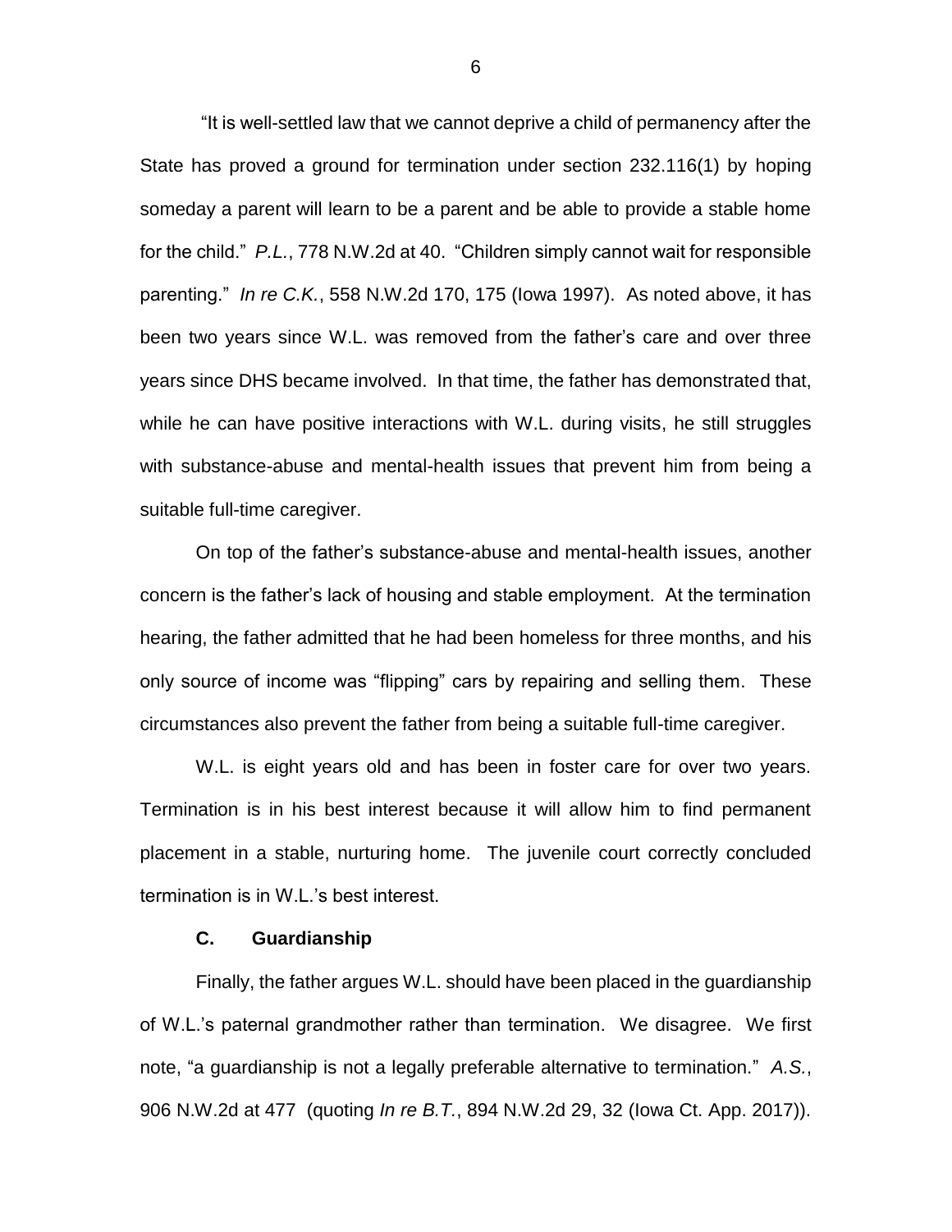"It is well-settled law that we cannot deprive a child of permanency after the State has proved a ground for termination under section 232.116(1) by hoping someday a parent will learn to be a parent and be able to provide a stable home for the child." *P.L.*, 778 N.W.2d at 40. "Children simply cannot wait for responsible parenting." *In re C.K.*, 558 N.W.2d 170, 175 (Iowa 1997). As noted above, it has been two years since W.L. was removed from the father's care and over three years since DHS became involved. In that time, the father has demonstrated that, while he can have positive interactions with W.L. during visits, he still struggles with substance-abuse and mental-health issues that prevent him from being a suitable full-time caregiver.

On top of the father's substance-abuse and mental-health issues, another concern is the father's lack of housing and stable employment. At the termination hearing, the father admitted that he had been homeless for three months, and his only source of income was "flipping" cars by repairing and selling them. These circumstances also prevent the father from being a suitable full-time caregiver.

W.L. is eight years old and has been in foster care for over two years. Termination is in his best interest because it will allow him to find permanent placement in a stable, nurturing home. The juvenile court correctly concluded termination is in W.L.'s best interest.

### C. Guardianship

Finally, the father argues W.L. should have been placed in the guardianship of W.L.'s paternal grandmother rather than termination. We disagree. We first note, "a guardianship is not a legally preferable alternative to termination." *A.S.*, 906 N.W.2d at 477 (quoting *In re B.T.*, 894 N.W.2d 29, 32 (Iowa Ct. App. 2017)).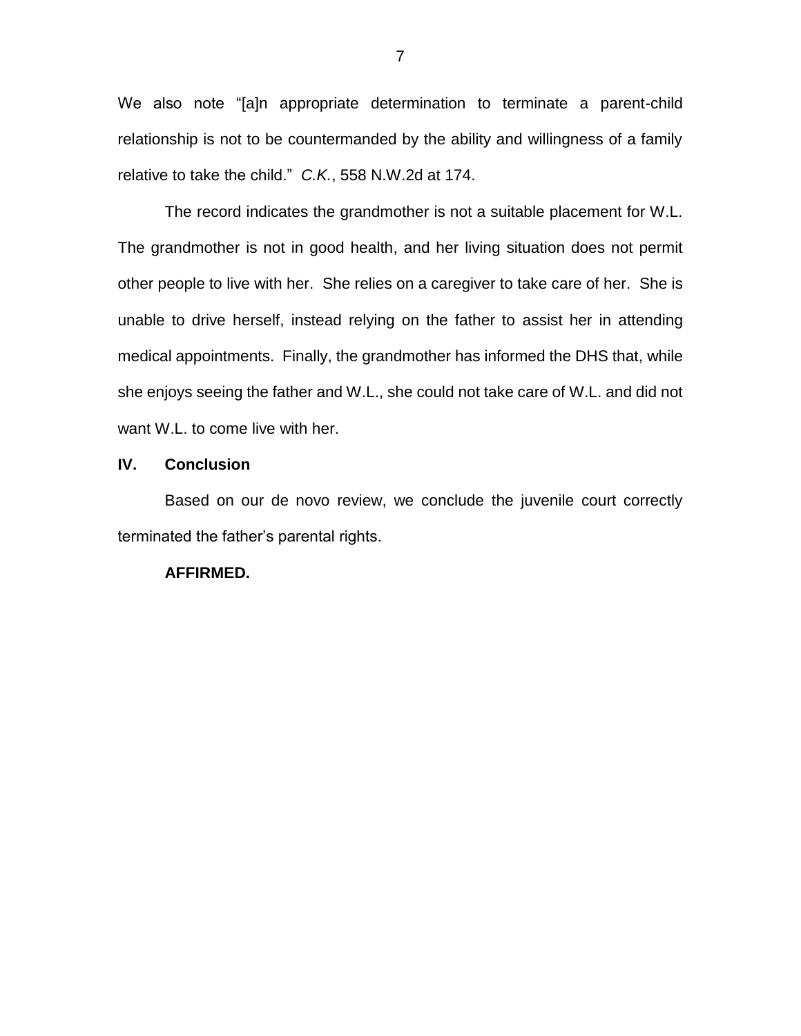We also note "[a]n appropriate determination to terminate a parent-child relationship is not to be countermanded by the ability and willingness of a family relative to take the child." *C.K.*, 558 N.W.2d at 174.

The record indicates the grandmother is not a suitable placement for W.L. The grandmother is not in good health, and her living situation does not permit other people to live with her. She relies on a caregiver to take care of her. She is unable to drive herself, instead relying on the father to assist her in attending medical appointments. Finally, the grandmother has informed the DHS that, while she enjoys seeing the father and W.L., she could not take care of W.L. and did not want W.L. to come live with her.

## IV. Conclusion

Based on our de novo review, we conclude the juvenile court correctly terminated the father's parental rights.

**AFFIRMED.**